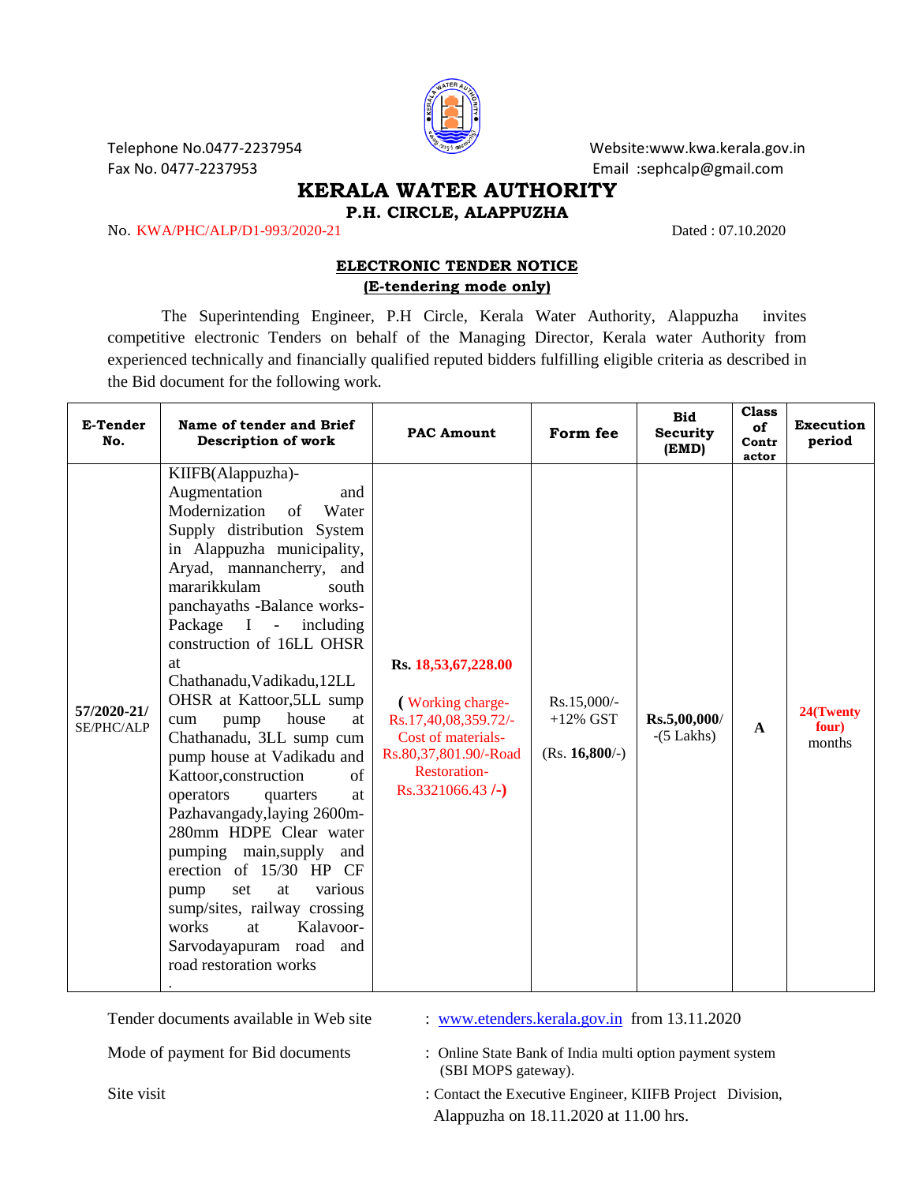Telephone No.0477-2237954 Website:www.kwa.kerala.gov.in
Fax No. 0477-2237953 Email :sephcalp@gmail.com

# KERALA WATER AUTHORITY

## P.H. CIRCLE, ALAPPUZHA

No. KWA/PHC/ALP/D1-993/2020-21 Dated : 07.10.2020

### ELECTRONIC TENDER NOTICE
### (E-tendering mode only)

The Superintending Engineer, P.H Circle, Kerala Water Authority, Alappuzha invites competitive electronic Tenders on behalf of the Managing Director, Kerala water Authority from experienced technically and financially qualified reputed bidders fulfilling eligible criteria as described in the Bid document for the following work.

| E-Tender No. | Name of tender and Brief Description of work | PAC Amount | Form fee | Bid Security (EMD) | Class of Contractor | Execution period |
|---|---|---|---|---|---|---|
| **57/2020-21/** SE/PHC/ALP | KIIFB(Alappuzha)- Augmentation and Modernization of Water Supply distribution System in Alappuzha municipality, Aryad, mannancherry, and mararikkulam south panchayaths -Balance works- Package I - including construction of 16LL OHSR at Chathanadu,Vadikadu,12LL OHSR at Kattoor,5LL sump cum pump house at Chathanadu, 3LL sump cum pump house at Vadikadu and Kattoor,construction of operators quarters at Pazhavangady,laying 2600m-280mm HDPE Clear water pumping main,supply and erection of 15/30 HP CF pump set at various sump/sites, railway crossing works at Kalavoor-Sarvodayapuram road and road restoration works . | **Rs. 18,53,67,228.00** ( Working charge- Rs.17,40,08,359.72/- Cost of materials- Rs.80,37,801.90/-Road Restoration- Rs.3321066.43 **/-)** | Rs.15,000/- +12% GST (Rs. **16,800**/-) | **Rs.5,00,000**/ -(5 Lakhs) | **A** | **24(Twenty four)** months |

Tender documents available in Web site : www.etenders.kerala.gov.in from 13.11.2020

Mode of payment for Bid documents : Online State Bank of India multi option payment system (SBI MOPS gateway).

Site visit : Contact the Executive Engineer, KIIFB Project Division, Alappuzha on 18.11.2020 at 11.00 hrs.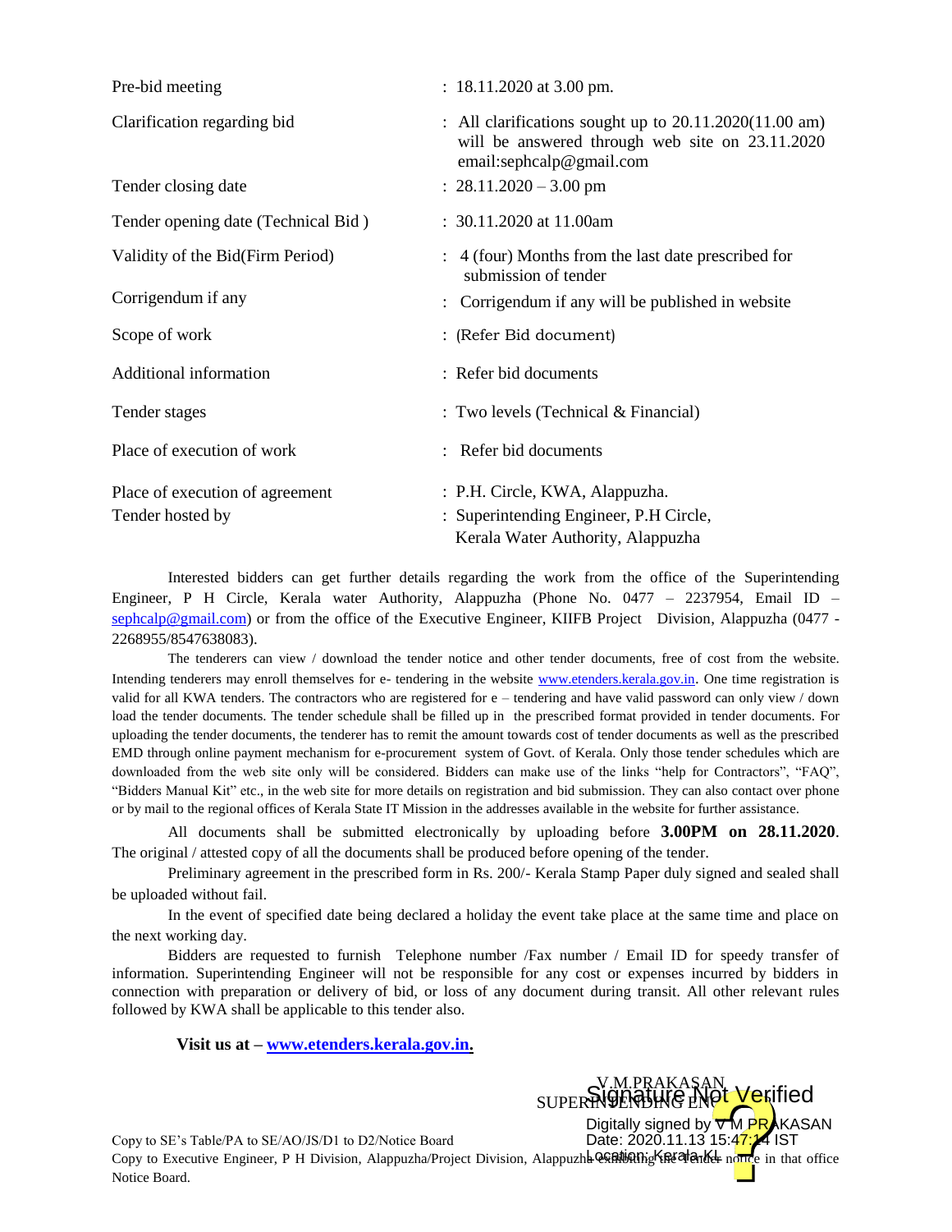| | | |
|---|---|---|
| Pre-bid meeting | : | 18.11.2020 at 3.00 pm. |
| Clarification regarding bid | : | All clarifications sought up to 20.11.2020(11.00 am) will be answered through web site on 23.11.2020 email:sephcalp@gmail.com |
| Tender closing date | : | 28.11.2020 – 3.00 pm |
| Tender opening date (Technical Bid ) | : | 30.11.2020 at 11.00am |
| Validity of the Bid(Firm Period) | : | 4 (four) Months from the last date prescribed for submission of tender |
| Corrigendum if any | : | Corrigendum if any will be published in website |
| Scope of work | : | (Refer Bid document) |
| Additional information | : | Refer bid documents |
| Tender stages | : | Two levels (Technical & Financial) |
| Place of execution of work | : | Refer bid documents |
| Place of execution of agreement | : | P.H. Circle, KWA, Alappuzha. |
| Tender hosted by | : | Superintending Engineer, P.H Circle, Kerala Water Authority, Alappuzha |

Interested bidders can get further details regarding the work from the office of the Superintending Engineer, P H Circle, Kerala water Authority, Alappuzha (Phone No. 0477 – 2237954, Email ID – sephcalp@gmail.com) or from the office of the Executive Engineer, KIIFB Project Division, Alappuzha (0477 - 2268955/8547638083).

The tenderers can view / download the tender notice and other tender documents, free of cost from the website. Intending tenderers may enroll themselves for e- tendering in the website www.etenders.kerala.gov.in. One time registration is valid for all KWA tenders. The contractors who are registered for e – tendering and have valid password can only view / down load the tender documents. The tender schedule shall be filled up in the prescribed format provided in tender documents. For uploading the tender documents, the tenderer has to remit the amount towards cost of tender documents as well as the prescribed EMD through online payment mechanism for e-procurement system of Govt. of Kerala. Only those tender schedules which are downloaded from the web site only will be considered. Bidders can make use of the links "help for Contractors", "FAQ", "Bidders Manual Kit" etc., in the web site for more details on registration and bid submission. They can also contact over phone or by mail to the regional offices of Kerala State IT Mission in the addresses available in the website for further assistance.

All documents shall be submitted electronically by uploading before **3.00PM on 28.11.2020**. The original / attested copy of all the documents shall be produced before opening of the tender.

Preliminary agreement in the prescribed form in Rs. 200/- Kerala Stamp Paper duly signed and sealed shall be uploaded without fail.

In the event of specified date being declared a holiday the event take place at the same time and place on the next working day.

Bidders are requested to furnish Telephone number /Fax number / Email ID for speedy transfer of information. Superintending Engineer will not be responsible for any cost or expenses incurred by bidders in connection with preparation or delivery of bid, or loss of any document during transit. All other relevant rules followed by KWA shall be applicable to this tender also.

**Visit us at – www.etenders.kerala.gov.in.**

V.M.PRAKASAN
SUPERINTENDING ENGINEER

Signature Not Verified
Digitally signed by V M PRAKASAN
Date: 2020.11.13 15:47:14 IST
Location: Kerala-KL

Copy to SE's Table/PA to SE/AO/JS/D1 to D2/Notice Board

Copy to Executive Engineer, P H Division, Alappuzha/Project Division, Alappuzha exhibiting the Tender notice in that office Notice Board.